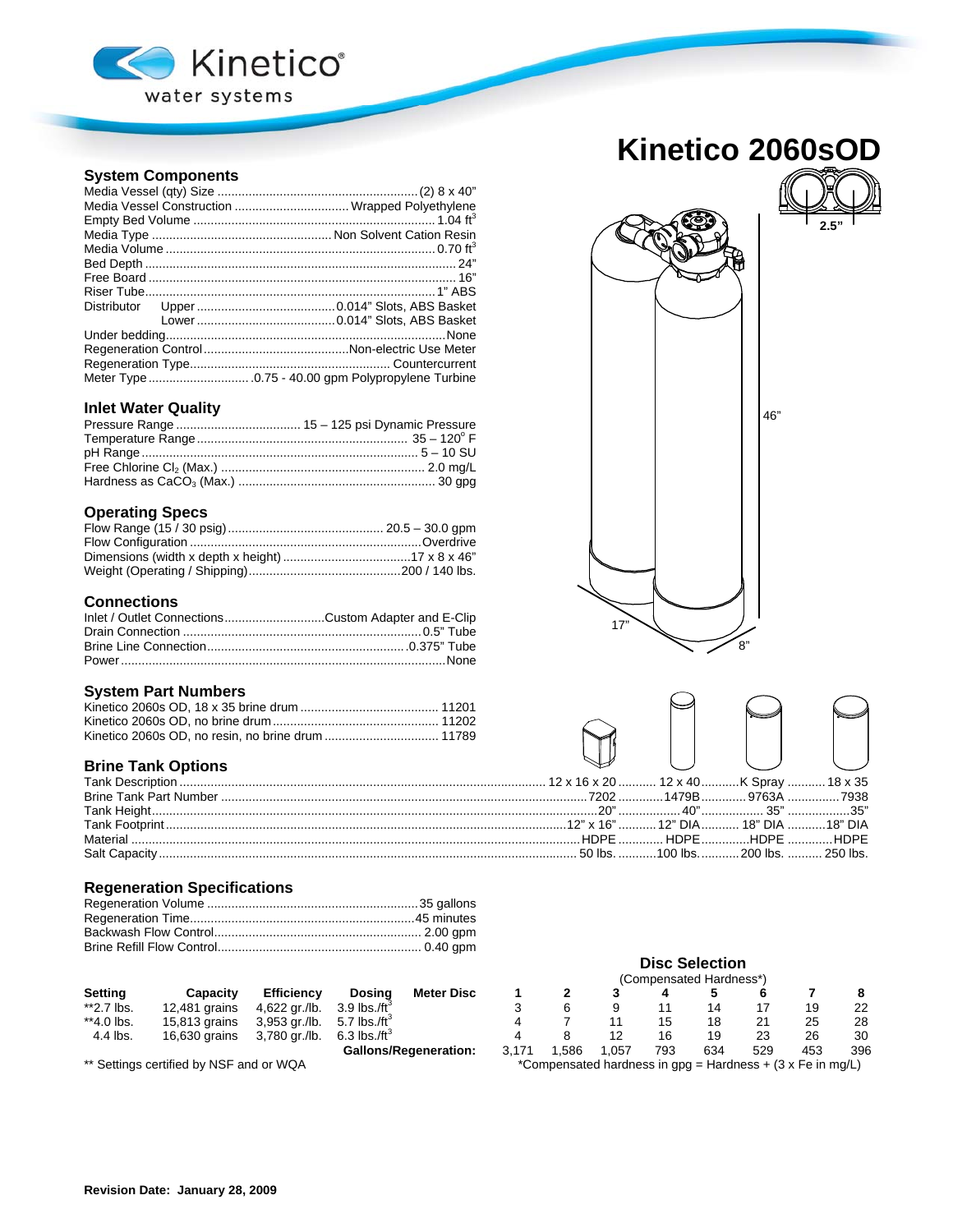Kinetico®
water systems

# Kinetico 2060sOD

2.5"

46"

17"

8"

## System Components

| | |
|---|---|
| Media Vessel (qty) Size | (2) 8 x 40" |
| Media Vessel Construction | Wrapped Polyethylene |
| Empty Bed Volume | 1.04 $ft^3$ |
| Media Type | Non Solvent Cation Resin |
| Media Volume | 0.70 $ft^3$ |
| Bed Depth | 24" |
| Free Board | 16" |
| Riser Tube | 1" ABS |
| Distributor Upper | 0.014" Slots, ABS Basket |
| Distributor Lower | 0.014" Slots, ABS Basket |
| Under bedding | None |
| Regeneration Control | Non-electric Use Meter |
| Regeneration Type | Countercurrent |
| Meter Type | .0.75 - 40.00 gpm Polypropylene Turbine |

## Inlet Water Quality

| | |
|---|---|
| Pressure Range | 15 – 125 psi Dynamic Pressure |
| Temperature Range | 35 – 120° F |
| pH Range | 5 – 10 SU |
| Free Chlorine $Cl_2$ (Max.) | 2.0 mg/L |
| Hardness as $CaCO_3$ (Max.) | 30 gpg |

## Operating Specs

| | |
|---|---|
| Flow Range (15 / 30 psig) | 20.5 – 30.0 gpm |
| Flow Configuration | Overdrive |
| Dimensions (width x depth x height) | 17 x 8 x 46" |
| Weight (Operating / Shipping) | 200 / 140 lbs. |

## Connections

| | |
|---|---|
| Inlet / Outlet Connections | Custom Adapter and E-Clip |
| Drain Connection | 0.5" Tube |
| Brine Line Connection | 0.375" Tube |
| Power | None |

## System Part Numbers

| | |
|---|---|
| Kinetico 2060s OD, 18 x 35 brine drum | 11201 |
| Kinetico 2060s OD, no brine drum | 11202 |
| Kinetico 2060s OD, no resin, no brine drum | 11789 |

## Brine Tank Options

| | | | | |
|---|---|---|---|---|
| Tank Description | 12 x 16 x 20 | 12 x 40 | K Spray | 18 x 35 |
| Brine Tank Part Number | 7202 | 1479B | 9763A | 7938 |
| Tank Height | 20" | 40" | 35" | 35" |
| Tank Footprint | 12" x 16" | 12" DIA | 18" DIA | 18" DIA |
| Material | HDPE | HDPE | HDPE | HDPE |
| Salt Capacity | 50 lbs. | 100 lbs. | 200 lbs. | 250 lbs. |

## Regeneration Specifications

| | |
|---|---|
| Regeneration Volume | 35 gallons |
| Regeneration Time | 45 minutes |
| Backwash Flow Control | 2.00 gpm |
| Brine Refill Flow Control | 0.40 gpm |

### Disc Selection
(Compensated Hardness*)

| Setting | Capacity | Efficiency | Dosing | Meter Disc | 1 | 2 | 3 | 4 | 5 | 6 | 7 | 8 |
|---|---|---|---|---|---|---|---|---|---|---|---|---|
| **2.7 lbs. | 12,481 grains | 4,622 gr./lb. | 3.9 lbs./$ft^3$ | | 3 | 6 | 9 | 11 | 14 | 17 | 19 | 22 |
| **4.0 lbs. | 15,813 grains | 3,953 gr./lb. | 5.7 lbs./$ft^3$ | | 4 | 7 | 11 | 15 | 18 | 21 | 25 | 28 |
| 4.4 lbs. | 16,630 grains | 3,780 gr./lb. | 6.3 lbs./$ft^3$ | | 4 | 8 | 12 | 16 | 19 | 23 | 26 | 30 |
| | | | **Gallons/Regeneration:** | | 3,171 | 1,586 | 1,057 | 793 | 634 | 529 | 453 | 396 |

** Settings certified by NSF and or WQA

*Compensated hardness in gpg = Hardness + (3 x Fe in mg/L)

**Revision Date: January 28, 2009**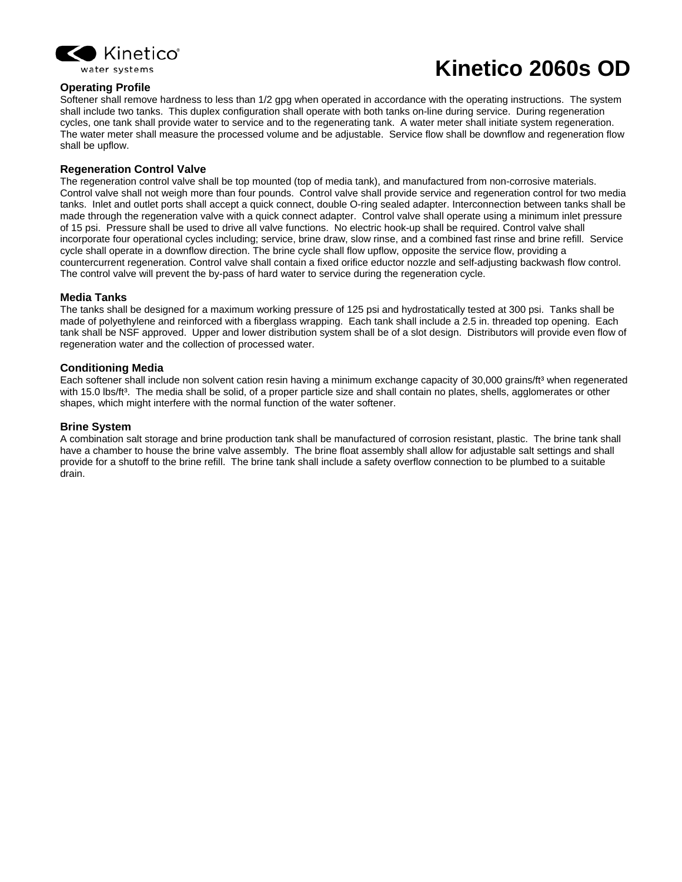# Kinetico 2060s OD

### Operating Profile

Softener shall remove hardness to less than 1/2 gpg when operated in accordance with the operating instructions. The system shall include two tanks. This duplex configuration shall operate with both tanks on-line during service. During regeneration cycles, one tank shall provide water to service and to the regenerating tank. A water meter shall initiate system regeneration. The water meter shall measure the processed volume and be adjustable. Service flow shall be downflow and regeneration flow shall be upflow.

### Regeneration Control Valve

The regeneration control valve shall be top mounted (top of media tank), and manufactured from non-corrosive materials. Control valve shall not weigh more than four pounds. Control valve shall provide service and regeneration control for two media tanks. Inlet and outlet ports shall accept a quick connect, double O-ring sealed adapter. Interconnection between tanks shall be made through the regeneration valve with a quick connect adapter. Control valve shall operate using a minimum inlet pressure of 15 psi. Pressure shall be used to drive all valve functions. No electric hook-up shall be required. Control valve shall incorporate four operational cycles including; service, brine draw, slow rinse, and a combined fast rinse and brine refill. Service cycle shall operate in a downflow direction. The brine cycle shall flow upflow, opposite the service flow, providing a countercurrent regeneration. Control valve shall contain a fixed orifice eductor nozzle and self-adjusting backwash flow control. The control valve will prevent the by-pass of hard water to service during the regeneration cycle.

### Media Tanks

The tanks shall be designed for a maximum working pressure of 125 psi and hydrostatically tested at 300 psi. Tanks shall be made of polyethylene and reinforced with a fiberglass wrapping. Each tank shall include a 2.5 in. threaded top opening. Each tank shall be NSF approved. Upper and lower distribution system shall be of a slot design. Distributors will provide even flow of regeneration water and the collection of processed water.

### Conditioning Media

Each softener shall include non solvent cation resin having a minimum exchange capacity of 30,000 grains/ft$^3$ when regenerated with 15.0 lbs/ft$^3$. The media shall be solid, of a proper particle size and shall contain no plates, shells, agglomerates or other shapes, which might interfere with the normal function of the water softener.

### Brine System

A combination salt storage and brine production tank shall be manufactured of corrosion resistant, plastic. The brine tank shall have a chamber to house the brine valve assembly. The brine float assembly shall allow for adjustable salt settings and shall provide for a shutoff to the brine refill. The brine tank shall include a safety overflow connection to be plumbed to a suitable drain.